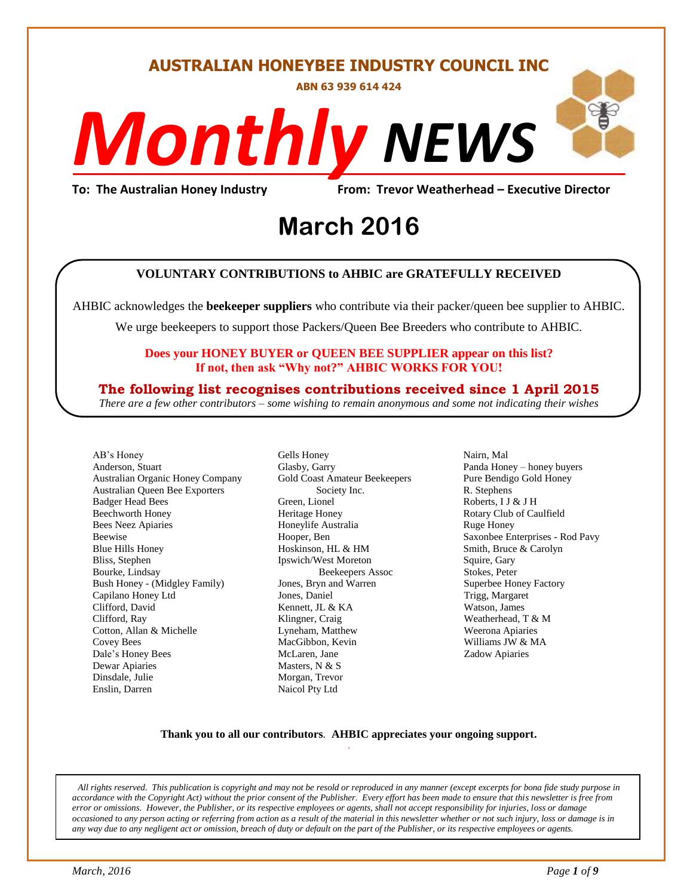# AUSTRALIAN HONEYBEE INDUSTRY COUNCIL INC

**ABN 63 939 614 424**

# *Monthly* NEWS

**To: The Australian Honey Industry** **From: Trevor Weatherhead – Executive Director**

## March 2016

**VOLUNTARY CONTRIBUTIONS to AHBIC are GRATEFULLY RECEIVED**

AHBIC acknowledges the **beekeeper suppliers** who contribute via their packer/queen bee supplier to AHBIC.

We urge beekeepers to support those Packers/Queen Bee Breeders who contribute to AHBIC.

**Does your HONEY BUYER or QUEEN BEE SUPPLIER appear on this list?**
**If not, then ask "Why not?" AHBIC WORKS FOR YOU!**

**The following list recognises contributions received since 1 April 2015**

*There are a few other contributors – some wishing to remain anonymous and some not indicating their wishes*

AB's Honey
Anderson, Stuart
Australian Organic Honey Company
Australian Queen Bee Exporters
Badger Head Bees
Beechworth Honey
Bees Neez Apiaries
Beewise
Blue Hills Honey
Bliss, Stephen
Bourke, Lindsay
Bush Honey - (Midgley Family)
Capilano Honey Ltd
Clifford, David
Clifford, Ray
Cotton, Allan & Michelle
Covey Bees
Dale's Honey Bees
Dewar Apiaries
Dinsdale, Julie
Enslin, Darren
Gells Honey
Glasby, Garry
Gold Coast Amateur Beekeepers Society Inc.
Green, Lionel
Heritage Honey
Honeylife Australia
Hooper, Ben
Hoskinson, HL & HM
Ipswich/West Moreton Beekeepers Assoc
Jones, Bryn and Warren
Jones, Daniel
Kennett, JL & KA
Klingner, Craig
Lyneham, Matthew
MacGibbon, Kevin
McLaren, Jane
Masters, N & S
Morgan, Trevor
Naicol Pty Ltd
Nairn, Mal
Panda Honey – honey buyers
Pure Bendigo Gold Honey
R. Stephens
Roberts, I J & J H
Rotary Club of Caulfield
Ruge Honey
Saxonbee Enterprises - Rod Pavy
Smith, Bruce & Carolyn
Squire, Gary
Stokes, Peter
Superbee Honey Factory
Trigg, Margaret
Watson, James
Weatherhead, T & M
Weerona Apiaries
Williams JW & MA
Zadow Apiaries

**Thank you to all our contributors**. **AHBIC appreciates your ongoing support.**

*All rights reserved. This publication is copyright and may not be resold or reproduced in any manner (except excerpts for bona fide study purpose in accordance with the Copyright Act) without the prior consent of the Publisher. Every effort has been made to ensure that this newsletter is free from error or omissions. However, the Publisher, or its respective employees or agents, shall not accept responsibility for injuries, loss or damage occasioned to any person acting or referring from action as a result of the material in this newsletter whether or not such injury, loss or damage is in any way due to any negligent act or omission, breach of duty or default on the part of the Publisher, or its respective employees or agents.*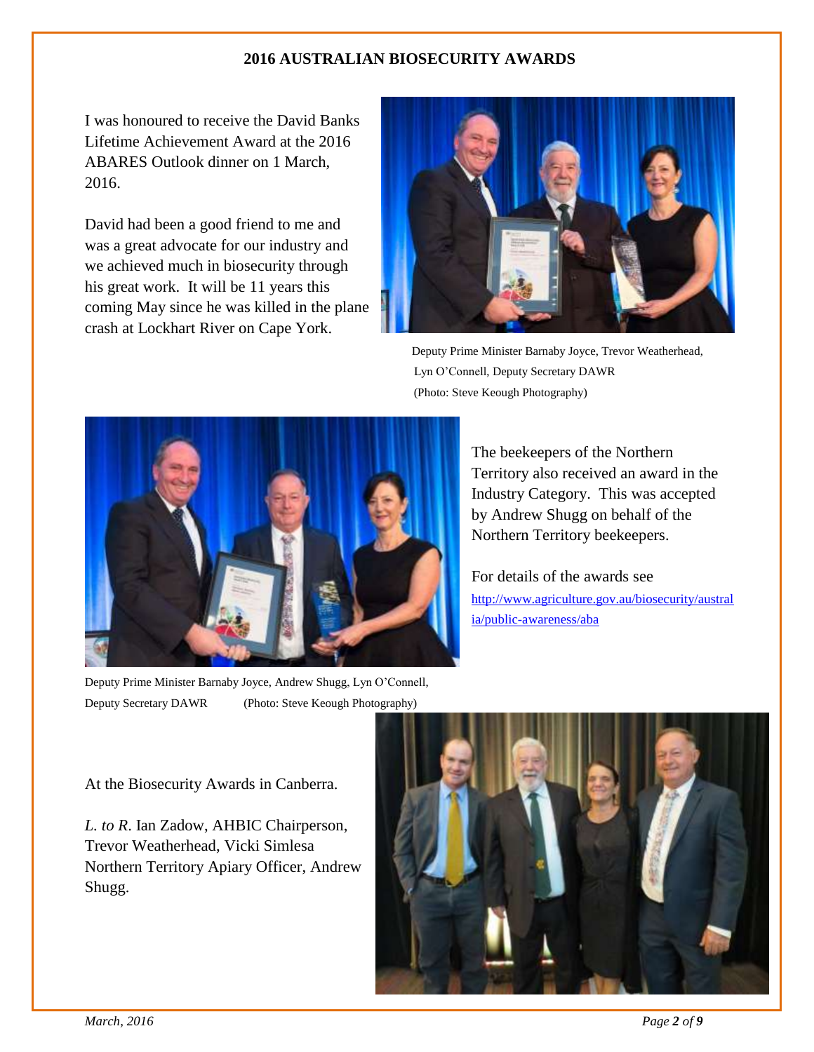## 2016 AUSTRALIAN BIOSECURITY AWARDS

I was honoured to receive the David Banks Lifetime Achievement Award at the 2016 ABARES Outlook dinner on 1 March, 2016.

David had been a good friend to me and was a great advocate for our industry and we achieved much in biosecurity through his great work. It will be 11 years this coming May since he was killed in the plane crash at Lockhart River on Cape York.

Deputy Prime Minister Barnaby Joyce, Trevor Weatherhead, Lyn O'Connell, Deputy Secretary DAWR (Photo: Steve Keough Photography)

The beekeepers of the Northern Territory also received an award in the Industry Category. This was accepted by Andrew Shugg on behalf of the Northern Territory beekeepers.

For details of the awards see [http://www.agriculture.gov.au/biosecurity/australia/public-awareness/aba](http://www.agriculture.gov.au/biosecurity/australia/public-awareness/aba)

Deputy Prime Minister Barnaby Joyce, Andrew Shugg, Lyn O'Connell, Deputy Secretary DAWR (Photo: Steve Keough Photography)

At the Biosecurity Awards in Canberra.

*L. to R.* Ian Zadow, AHBIC Chairperson, Trevor Weatherhead, Vicki Simlesa Northern Territory Apiary Officer, Andrew Shugg.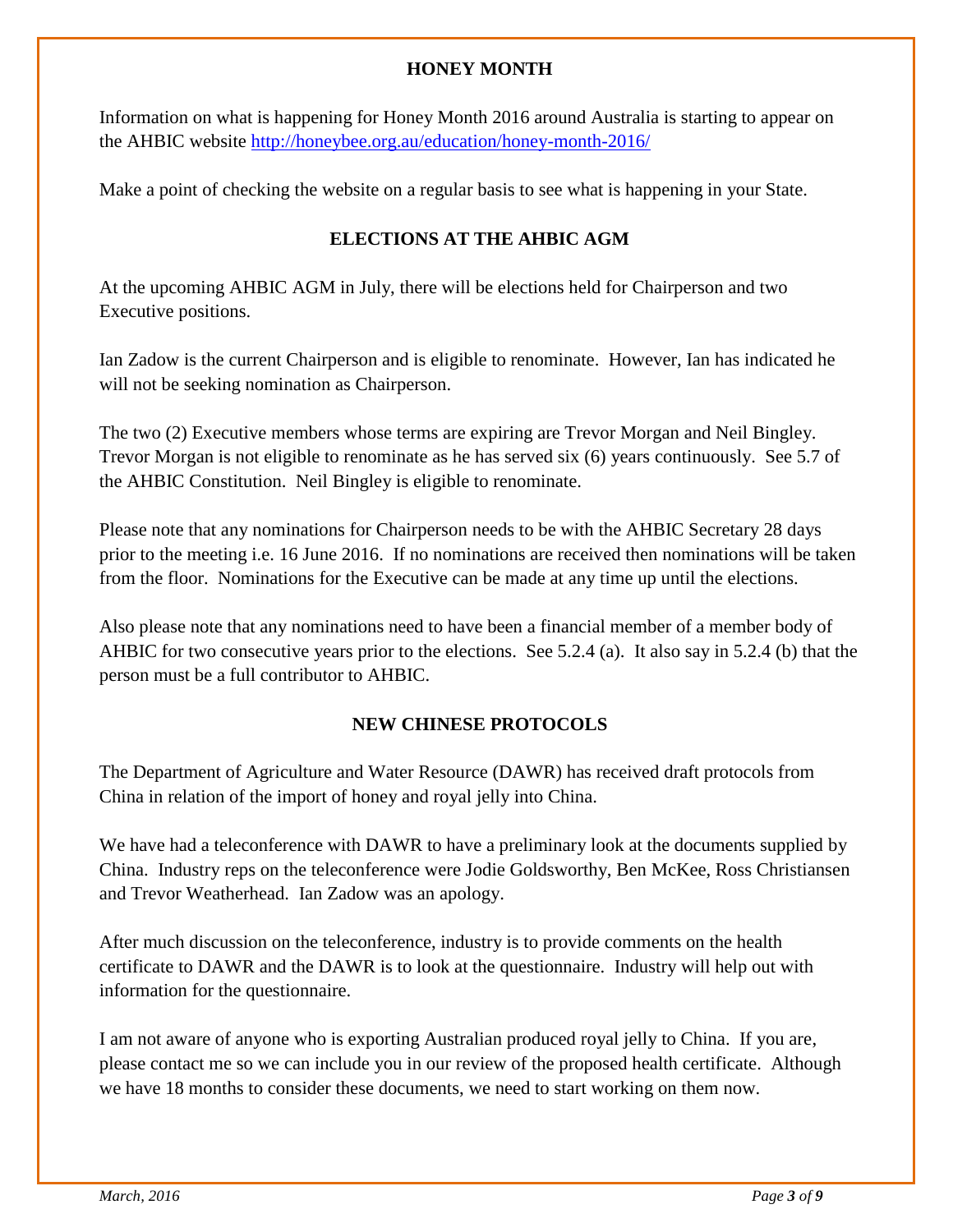## HONEY MONTH

Information on what is happening for Honey Month 2016 around Australia is starting to appear on the AHBIC website http://honeybee.org.au/education/honey-month-2016/

Make a point of checking the website on a regular basis to see what is happening in your State.

## ELECTIONS AT THE AHBIC AGM

At the upcoming AHBIC AGM in July, there will be elections held for Chairperson and two Executive positions.

Ian Zadow is the current Chairperson and is eligible to renominate. However, Ian has indicated he will not be seeking nomination as Chairperson.

The two (2) Executive members whose terms are expiring are Trevor Morgan and Neil Bingley. Trevor Morgan is not eligible to renominate as he has served six (6) years continuously. See 5.7 of the AHBIC Constitution. Neil Bingley is eligible to renominate.

Please note that any nominations for Chairperson needs to be with the AHBIC Secretary 28 days prior to the meeting i.e. 16 June 2016. If no nominations are received then nominations will be taken from the floor. Nominations for the Executive can be made at any time up until the elections.

Also please note that any nominations need to have been a financial member of a member body of AHBIC for two consecutive years prior to the elections. See 5.2.4 (a). It also say in 5.2.4 (b) that the person must be a full contributor to AHBIC.

## NEW CHINESE PROTOCOLS

The Department of Agriculture and Water Resource (DAWR) has received draft protocols from China in relation of the import of honey and royal jelly into China.

We have had a teleconference with DAWR to have a preliminary look at the documents supplied by China. Industry reps on the teleconference were Jodie Goldsworthy, Ben McKee, Ross Christiansen and Trevor Weatherhead. Ian Zadow was an apology.

After much discussion on the teleconference, industry is to provide comments on the health certificate to DAWR and the DAWR is to look at the questionnaire. Industry will help out with information for the questionnaire.

I am not aware of anyone who is exporting Australian produced royal jelly to China. If you are, please contact me so we can include you in our review of the proposed health certificate. Although we have 18 months to consider these documents, we need to start working on them now.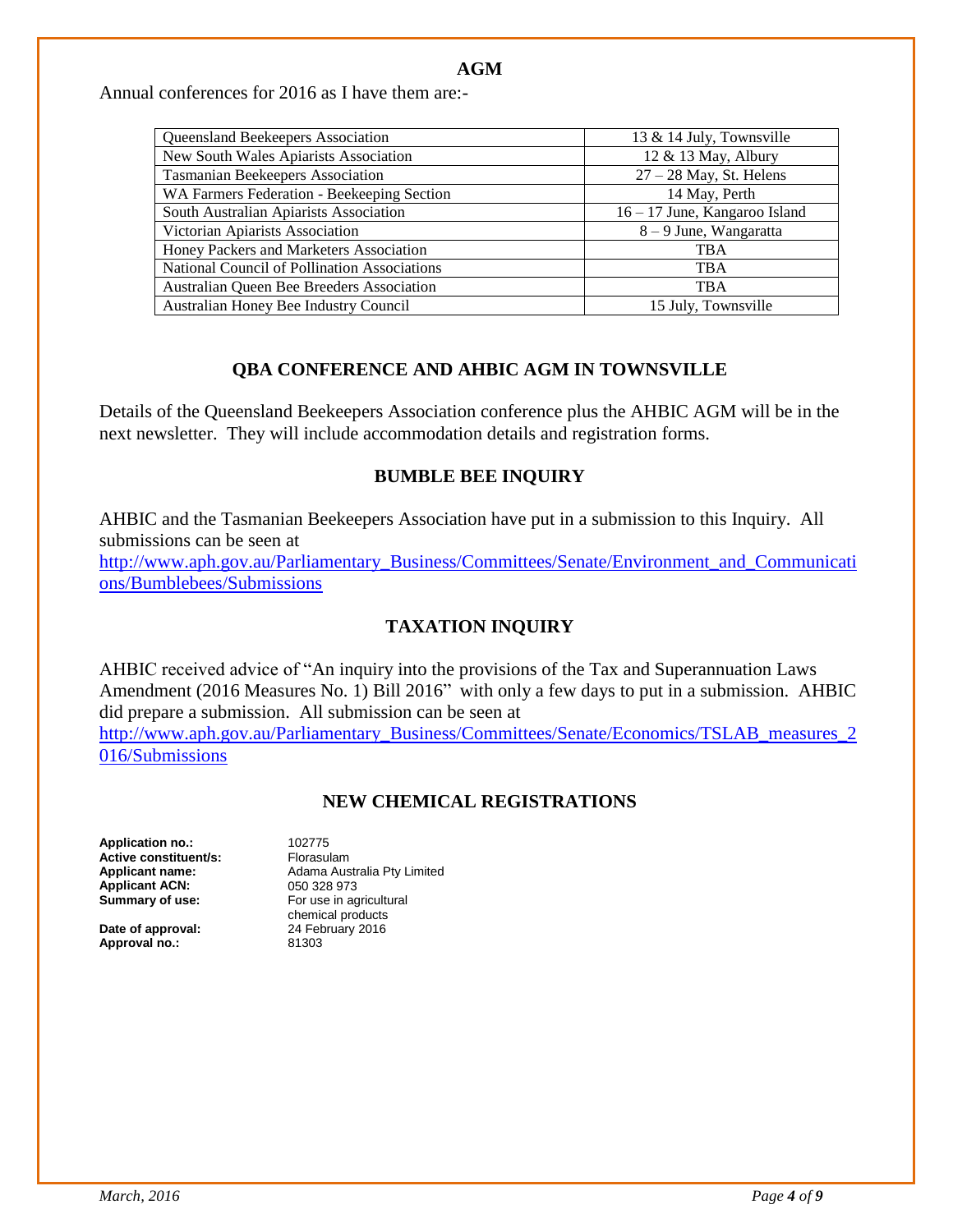## AGM

Annual conferences for 2016 as I have them are:-

| | |
|---|---|
| Queensland Beekeepers Association | 13 & 14 July, Townsville |
| New South Wales Apiarists Association | 12 & 13 May, Albury |
| Tasmanian Beekeepers Association | 27 – 28 May, St. Helens |
| WA Farmers Federation - Beekeeping Section | 14 May, Perth |
| South Australian Apiarists Association | 16 – 17 June, Kangaroo Island |
| Victorian Apiarists Association | 8 – 9 June, Wangaratta |
| Honey Packers and Marketers Association | TBA |
| National Council of Pollination Associations | TBA |
| Australian Queen Bee Breeders Association | TBA |
| Australian Honey Bee Industry Council | 15 July, Townsville |

## QBA CONFERENCE AND AHBIC AGM IN TOWNSVILLE

Details of the Queensland Beekeepers Association conference plus the AHBIC AGM will be in the next newsletter. They will include accommodation details and registration forms.

## BUMBLE BEE INQUIRY

AHBIC and the Tasmanian Beekeepers Association have put in a submission to this Inquiry. All submissions can be seen at
http://www.aph.gov.au/Parliamentary_Business/Committees/Senate/Environment_and_Communications/Bumblebees/Submissions

## TAXATION INQUIRY

AHBIC received advice of "An inquiry into the provisions of the Tax and Superannuation Laws Amendment (2016 Measures No. 1) Bill 2016" with only a few days to put in a submission. AHBIC did prepare a submission. All submission can be seen at
http://www.aph.gov.au/Parliamentary_Business/Committees/Senate/Economics/TSLAB_measures_2016/Submissions

## NEW CHEMICAL REGISTRATIONS

**Application no.:** 102775
**Active constituent/s:** Florasulam
**Applicant name:** Adama Australia Pty Limited
**Applicant ACN:** 050 328 973
**Summary of use:** For use in agricultural chemical products
**Date of approval:** 24 February 2016
**Approval no.:** 81303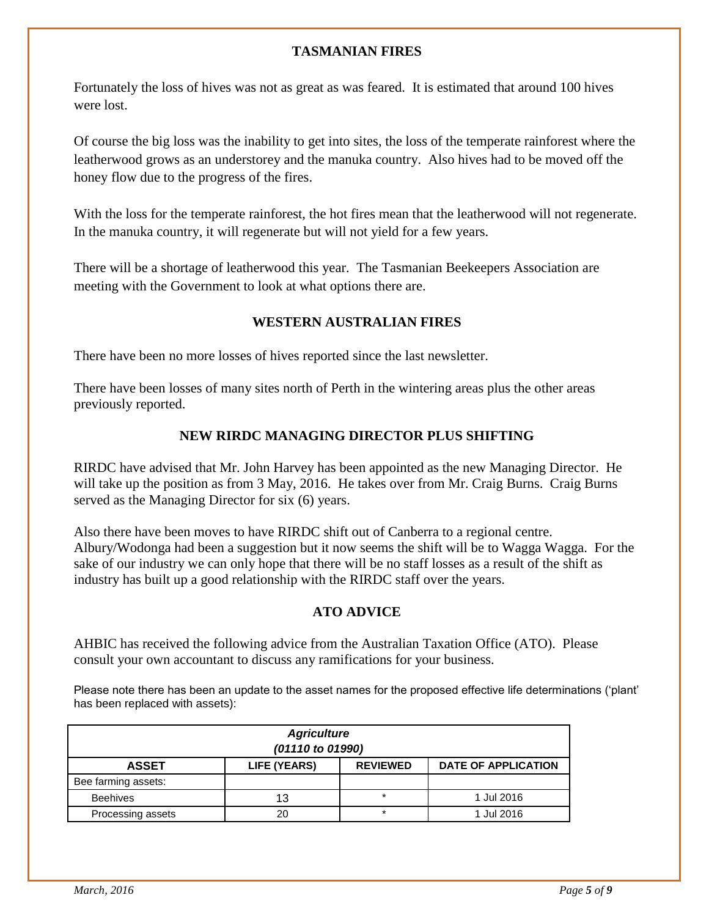## TASMANIAN FIRES

Fortunately the loss of hives was not as great as was feared. It is estimated that around 100 hives were lost.

Of course the big loss was the inability to get into sites, the loss of the temperate rainforest where the leatherwood grows as an understorey and the manuka country. Also hives had to be moved off the honey flow due to the progress of the fires.

With the loss for the temperate rainforest, the hot fires mean that the leatherwood will not regenerate. In the manuka country, it will regenerate but will not yield for a few years.

There will be a shortage of leatherwood this year. The Tasmanian Beekeepers Association are meeting with the Government to look at what options there are.

## WESTERN AUSTRALIAN FIRES

There have been no more losses of hives reported since the last newsletter.

There have been losses of many sites north of Perth in the wintering areas plus the other areas previously reported.

## NEW RIRDC MANAGING DIRECTOR PLUS SHIFTING

RIRDC have advised that Mr. John Harvey has been appointed as the new Managing Director. He will take up the position as from 3 May, 2016. He takes over from Mr. Craig Burns. Craig Burns served as the Managing Director for six (6) years.

Also there have been moves to have RIRDC shift out of Canberra to a regional centre. Albury/Wodonga had been a suggestion but it now seems the shift will be to Wagga Wagga. For the sake of our industry we can only hope that there will be no staff losses as a result of the shift as industry has built up a good relationship with the RIRDC staff over the years.

## ATO ADVICE

AHBIC has received the following advice from the Australian Taxation Office (ATO). Please consult your own accountant to discuss any ramifications for your business.

Please note there has been an update to the asset names for the proposed effective life determinations ('plant' has been replaced with assets):

| ***Agriculture (01110 to 01990)*** | | | |
|---|---|---|---|
| **ASSET** | **LIFE (YEARS)** | **REVIEWED** | **DATE OF APPLICATION** |
| Bee farming assets: | | | |
| Beehives | 13 | * | 1 Jul 2016 |
| Processing assets | 20 | * | 1 Jul 2016 |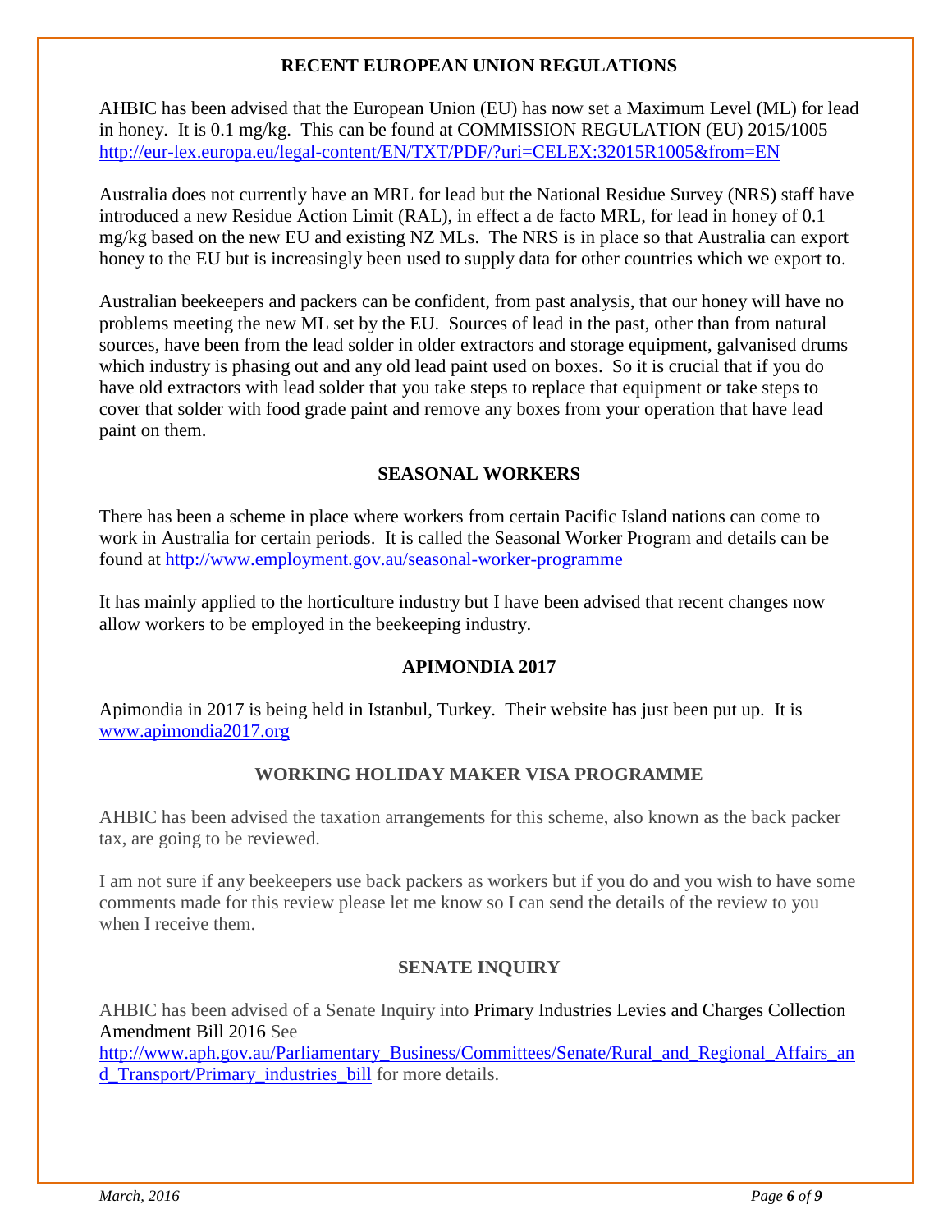## RECENT EUROPEAN UNION REGULATIONS

AHBIC has been advised that the European Union (EU) has now set a Maximum Level (ML) for lead in honey. It is 0.1 mg/kg. This can be found at COMMISSION REGULATION (EU) 2015/1005 http://eur-lex.europa.eu/legal-content/EN/TXT/PDF/?uri=CELEX:32015R1005&from=EN

Australia does not currently have an MRL for lead but the National Residue Survey (NRS) staff have introduced a new Residue Action Limit (RAL), in effect a de facto MRL, for lead in honey of 0.1 mg/kg based on the new EU and existing NZ MLs. The NRS is in place so that Australia can export honey to the EU but is increasingly been used to supply data for other countries which we export to.

Australian beekeepers and packers can be confident, from past analysis, that our honey will have no problems meeting the new ML set by the EU. Sources of lead in the past, other than from natural sources, have been from the lead solder in older extractors and storage equipment, galvanised drums which industry is phasing out and any old lead paint used on boxes. So it is crucial that if you do have old extractors with lead solder that you take steps to replace that equipment or take steps to cover that solder with food grade paint and remove any boxes from your operation that have lead paint on them.

## SEASONAL WORKERS

There has been a scheme in place where workers from certain Pacific Island nations can come to work in Australia for certain periods. It is called the Seasonal Worker Program and details can be found at http://www.employment.gov.au/seasonal-worker-programme

It has mainly applied to the horticulture industry but I have been advised that recent changes now allow workers to be employed in the beekeeping industry.

## APIMONDIA 2017

Apimondia in 2017 is being held in Istanbul, Turkey. Their website has just been put up. It is www.apimondia2017.org

## WORKING HOLIDAY MAKER VISA PROGRAMME

AHBIC has been advised the taxation arrangements for this scheme, also known as the back packer tax, are going to be reviewed.

I am not sure if any beekeepers use back packers as workers but if you do and you wish to have some comments made for this review please let me know so I can send the details of the review to you when I receive them.

## SENATE INQUIRY

AHBIC has been advised of a Senate Inquiry into Primary Industries Levies and Charges Collection Amendment Bill 2016 See http://www.aph.gov.au/Parliamentary_Business/Committees/Senate/Rural_and_Regional_Affairs_and_Transport/Primary_industries_bill for more details.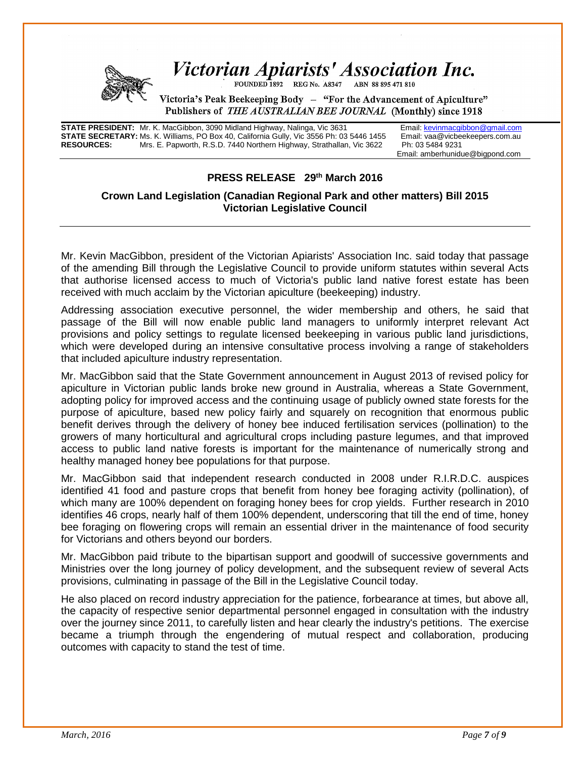# Victorian Apiarists' Association Inc.

FOUNDED 1892 REG No. A8347 ABN 88 895 471 810

Victoria's Peak Beekeeping Body – "For the Advancement of Apiculture"
Publishers of *THE AUSTRALIAN BEE JOURNAL* (Monthly) since 1918

**STATE PRESIDENT:** Mr. K. MacGibbon, 3090 Midland Highway, Nalinga, Vic 3631 Email: kevinmacgibbon@gmail.com
**STATE SECRETARY:** Ms. K. Williams, PO Box 40, California Gully, Vic 3556 Ph: 03 5446 1455 Email: vaa@vicbeekeepers.com.au
**RESOURCES:** Mrs. E. Papworth, R.S.D. 7440 Northern Highway, Strathallan, Vic 3622 Ph: 03 5484 9231 Email: amberhunidue@bigpond.com

## PRESS RELEASE 29th March 2016

### Crown Land Legislation (Canadian Regional Park and other matters) Bill 2015 Victorian Legislative Council

Mr. Kevin MacGibbon, president of the Victorian Apiarists' Association Inc. said today that passage of the amending Bill through the Legislative Council to provide uniform statutes within several Acts that authorise licensed access to much of Victoria's public land native forest estate has been received with much acclaim by the Victorian apiculture (beekeeping) industry.

Addressing association executive personnel, the wider membership and others, he said that passage of the Bill will now enable public land managers to uniformly interpret relevant Act provisions and policy settings to regulate licensed beekeeping in various public land jurisdictions, which were developed during an intensive consultative process involving a range of stakeholders that included apiculture industry representation.

Mr. MacGibbon said that the State Government announcement in August 2013 of revised policy for apiculture in Victorian public lands broke new ground in Australia, whereas a State Government, adopting policy for improved access and the continuing usage of publicly owned state forests for the purpose of apiculture, based new policy fairly and squarely on recognition that enormous public benefit derives through the delivery of honey bee induced fertilisation services (pollination) to the growers of many horticultural and agricultural crops including pasture legumes, and that improved access to public land native forests is important for the maintenance of numerically strong and healthy managed honey bee populations for that purpose.

Mr. MacGibbon said that independent research conducted in 2008 under R.I.R.D.C. auspices identified 41 food and pasture crops that benefit from honey bee foraging activity (pollination), of which many are 100% dependent on foraging honey bees for crop yields. Further research in 2010 identifies 46 crops, nearly half of them 100% dependent, underscoring that till the end of time, honey bee foraging on flowering crops will remain an essential driver in the maintenance of food security for Victorians and others beyond our borders.

Mr. MacGibbon paid tribute to the bipartisan support and goodwill of successive governments and Ministries over the long journey of policy development, and the subsequent review of several Acts provisions, culminating in passage of the Bill in the Legislative Council today.

He also placed on record industry appreciation for the patience, forbearance at times, but above all, the capacity of respective senior departmental personnel engaged in consultation with the industry over the journey since 2011, to carefully listen and hear clearly the industry's petitions. The exercise became a triumph through the engendering of mutual respect and collaboration, producing outcomes with capacity to stand the test of time.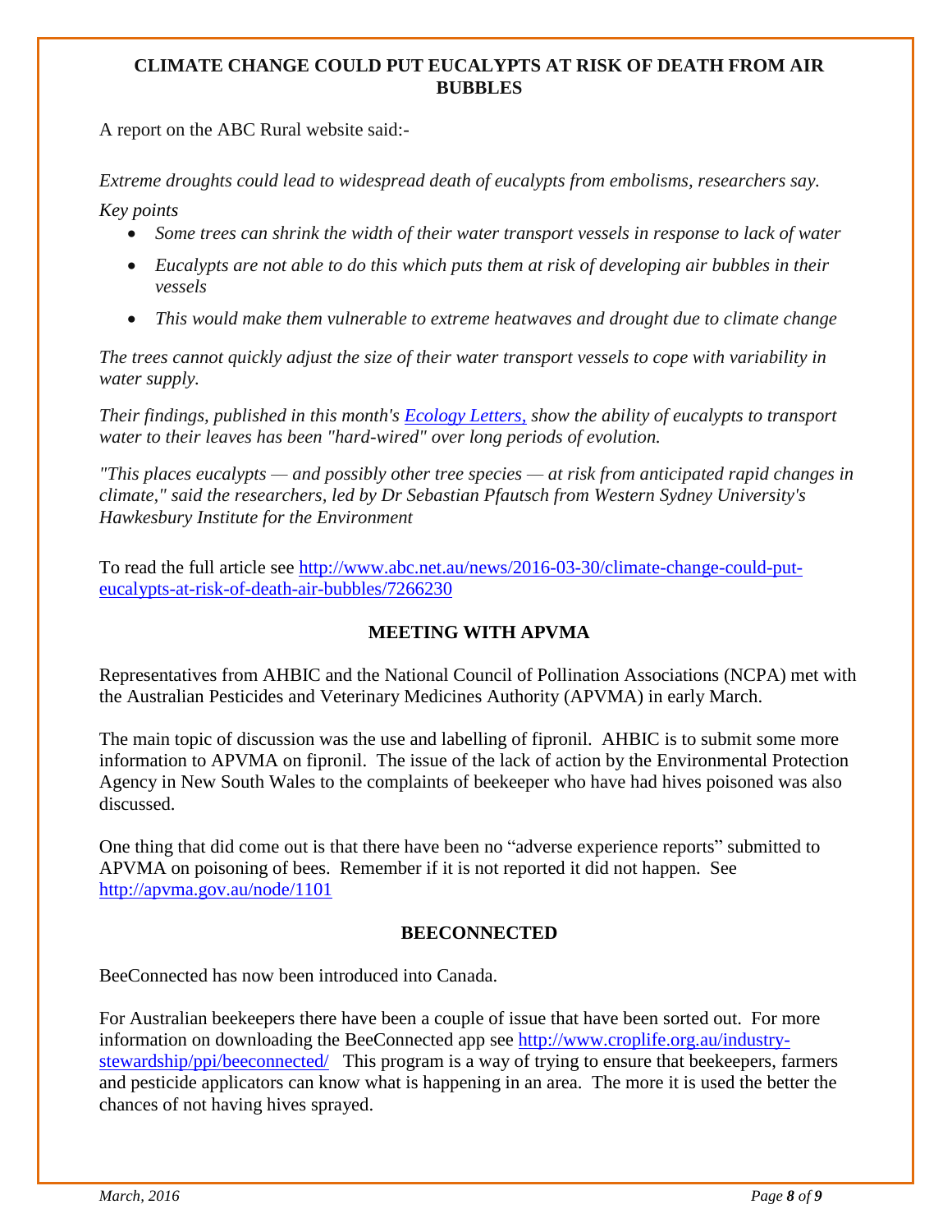## CLIMATE CHANGE COULD PUT EUCALYPTS AT RISK OF DEATH FROM AIR BUBBLES

A report on the ABC Rural website said:-

*Extreme droughts could lead to widespread death of eucalypts from embolisms, researchers say.*

*Key points*

- *Some trees can shrink the width of their water transport vessels in response to lack of water*
- *Eucalypts are not able to do this which puts them at risk of developing air bubbles in their vessels*
- *This would make them vulnerable to extreme heatwaves and drought due to climate change*

*The trees cannot quickly adjust the size of their water transport vessels to cope with variability in water supply.*

*Their findings, published in this month's [Ecology Letters,](Ecology Letters) show the ability of eucalypts to transport water to their leaves has been "hard-wired" over long periods of evolution.*

*"This places eucalypts — and possibly other tree species — at risk from anticipated rapid changes in climate," said the researchers, led by Dr Sebastian Pfautsch from Western Sydney University's Hawkesbury Institute for the Environment*

To read the full article see http://www.abc.net.au/news/2016-03-30/climate-change-could-put-eucalypts-at-risk-of-death-air-bubbles/7266230

## MEETING WITH APVMA

Representatives from AHBIC and the National Council of Pollination Associations (NCPA) met with the Australian Pesticides and Veterinary Medicines Authority (APVMA) in early March.

The main topic of discussion was the use and labelling of fipronil. AHBIC is to submit some more information to APVMA on fipronil. The issue of the lack of action by the Environmental Protection Agency in New South Wales to the complaints of beekeeper who have had hives poisoned was also discussed.

One thing that did come out is that there have been no "adverse experience reports" submitted to APVMA on poisoning of bees. Remember if it is not reported it did not happen. See http://apvma.gov.au/node/1101

## BEECONNECTED

BeeConnected has now been introduced into Canada.

For Australian beekeepers there have been a couple of issue that have been sorted out. For more information on downloading the BeeConnected app see http://www.croplife.org.au/industry-stewardship/ppi/beeconnected/ This program is a way of trying to ensure that beekeepers, farmers and pesticide applicators can know what is happening in an area. The more it is used the better the chances of not having hives sprayed.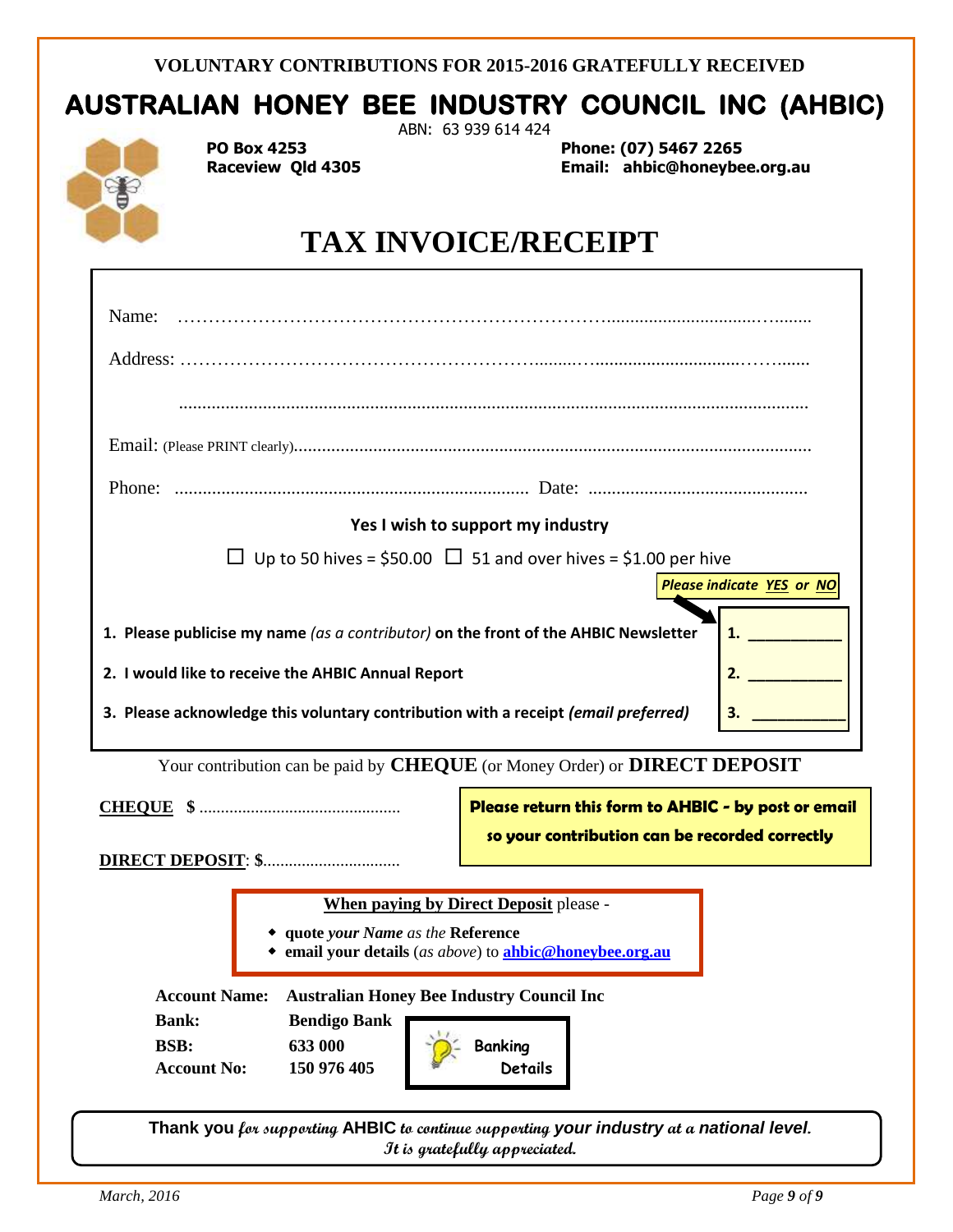**VOLUNTARY CONTRIBUTIONS FOR 2015-2016 GRATEFULLY RECEIVED**

# AUSTRALIAN HONEY BEE INDUSTRY COUNCIL INC (AHBIC)

ABN: 63 939 614 424

**PO Box 4253**
**Raceview Qld 4305**

**Phone: (07) 5467 2265**
**Email: ahbic@honeybee.org.au**

# TAX INVOICE/RECEIPT

Name: ……………………………………………………………………………………………

Address: ………………………………………………………………………………………

……………………………………………………………………………………………………

Email: (Please PRINT clearly)………………………………………………………………

Phone: ……………………………………………… Date: ………………………………

**Yes I wish to support my industry**

☐ Up to 50 hives = $50.00 ☐ 51 and over hives = $1.00 per hive

***Please indicate YES or NO***

1. **Please publicise my name** *(as a contributor)* **on the front of the AHBIC Newsletter** — **1.** ________
2. **I would like to receive the AHBIC Annual Report** — **2.** ________
3. **Please acknowledge this voluntary contribution with a receipt** ***(email preferred)*** — **3.** ________

Your contribution can be paid by **CHEQUE** (or Money Order) or **DIRECT DEPOSIT**

**CHEQUE $** ………………………………

**DIRECT DEPOSIT: $**………………………

**Please return this form to AHBIC – by post or email so your contribution can be recorded correctly**

**When paying by Direct Deposit** please -

- **quote** ***your Name*** *as the* **Reference**
- **email your details** (*as above*) to **ahbic@honeybee.org.au**

| | |
|---|---|
| **Account Name:** | **Australian Honey Bee Industry Council Inc** |
| **Bank:** | **Bendigo Bank** |
| **BSB:** | **633 000** |
| **Account No:** | **150 976 405** |

Banking Details

**Thank you** *for supporting* **AHBIC** *to continue supporting* ***your industry*** *at a* ***national level.***
*It is gratefully appreciated.*

*March, 2016*